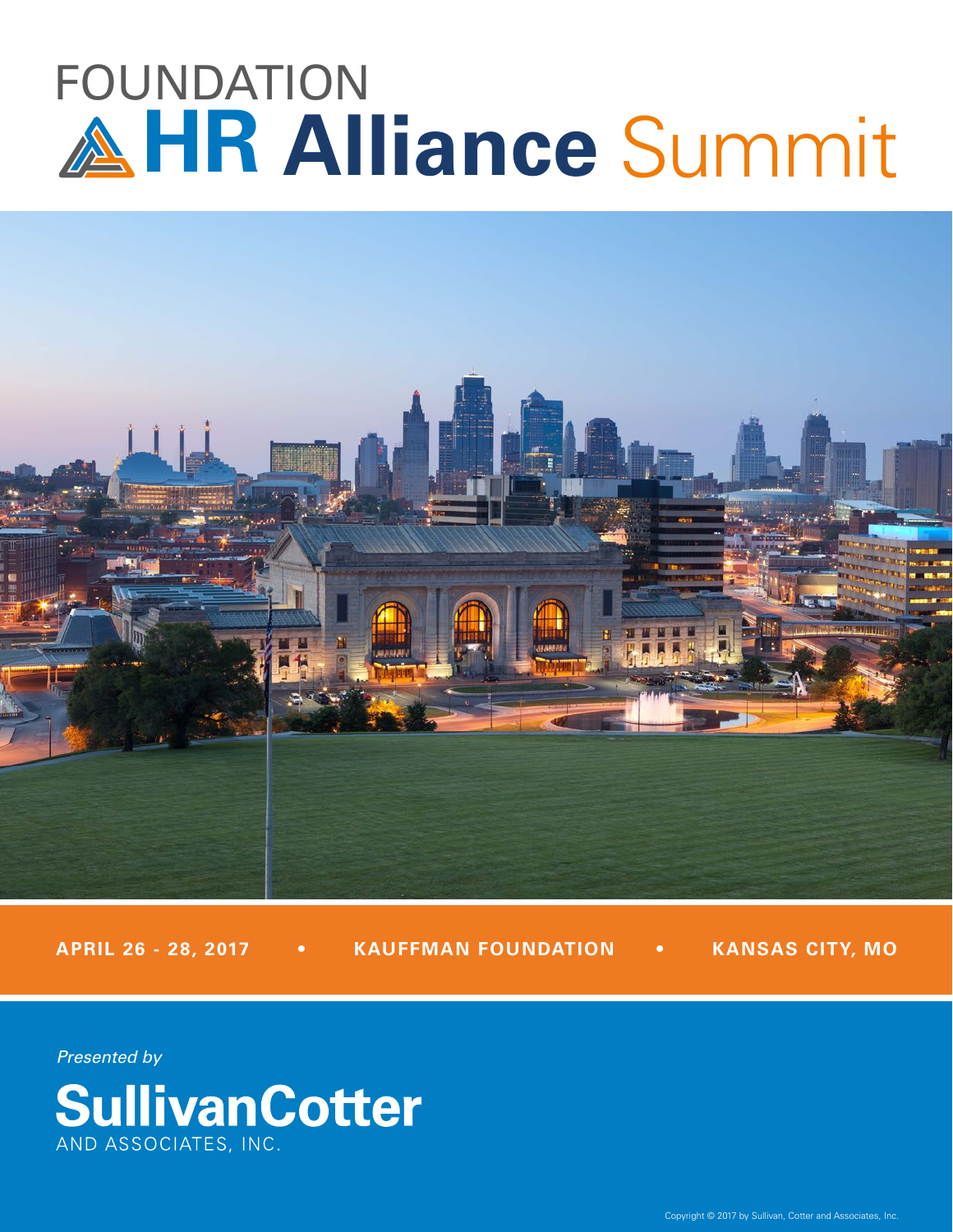# FOUNDATION HR Alliance Summit

**APRIL 26 - 28, 2017 • KAUFFMAN FOUNDATION • KANSAS CITY, MO**

*Presented by*

**SullivanCotter**
AND ASSOCIATES, INC.

Copyright © 2017 by Sullivan, Cotter and Associates, Inc.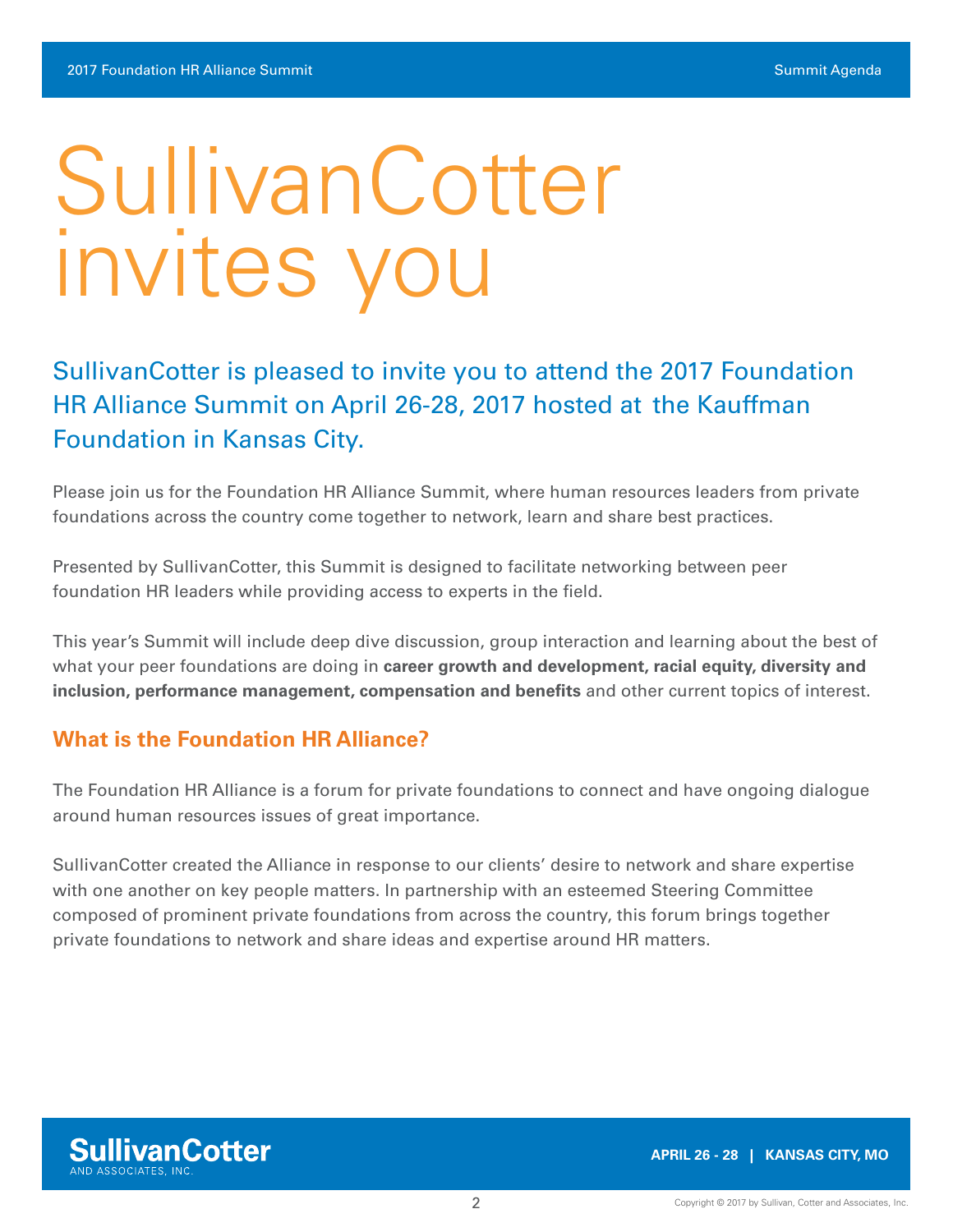# SullivanCotter invites you

## SullivanCotter is pleased to invite you to attend the 2017 Foundation HR Alliance Summit on April 26-28, 2017 hosted at the Kauffman Foundation in Kansas City.

Please join us for the Foundation HR Alliance Summit, where human resources leaders from private foundations across the country come together to network, learn and share best practices.

Presented by SullivanCotter, this Summit is designed to facilitate networking between peer foundation HR leaders while providing access to experts in the field.

This year's Summit will include deep dive discussion, group interaction and learning about the best of what your peer foundations are doing in **career growth and development, racial equity, diversity and inclusion, performance management, compensation and benefits** and other current topics of interest.

### What is the Foundation HR Alliance?

The Foundation HR Alliance is a forum for private foundations to connect and have ongoing dialogue around human resources issues of great importance.

SullivanCotter created the Alliance in response to our clients' desire to network and share expertise with one another on key people matters. In partnership with an esteemed Steering Committee composed of prominent private foundations from across the country, this forum brings together private foundations to network and share ideas and expertise around HR matters.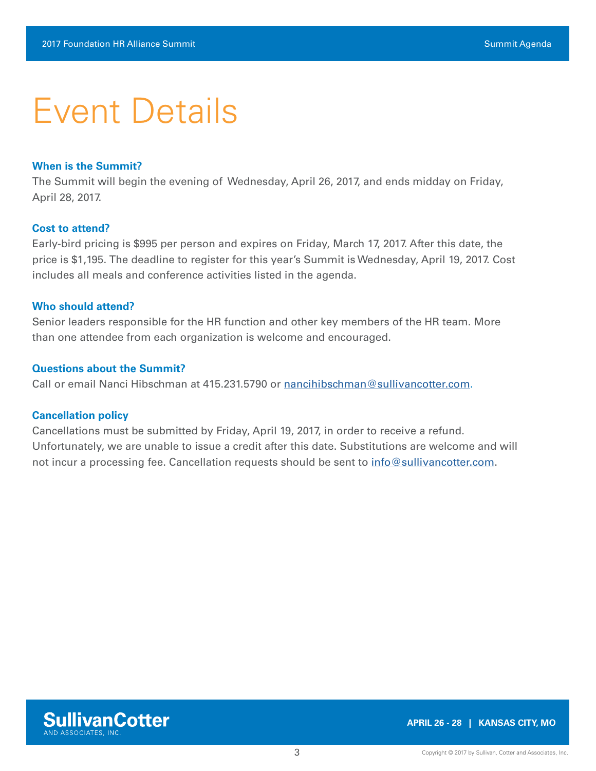# Event Details

### When is the Summit?

The Summit will begin the evening of Wednesday, April 26, 2017, and ends midday on Friday, April 28, 2017.

### Cost to attend?

Early-bird pricing is $995 per person and expires on Friday, March 17, 2017. After this date, the price is $1,195. The deadline to register for this year's Summit is Wednesday, April 19, 2017. Cost includes all meals and conference activities listed in the agenda.

### Who should attend?

Senior leaders responsible for the HR function and other key members of the HR team. More than one attendee from each organization is welcome and encouraged.

### Questions about the Summit?

Call or email Nanci Hibschman at 415.231.5790 or nancihibschman@sullivancotter.com.

### Cancellation policy

Cancellations must be submitted by Friday, April 19, 2017, in order to receive a refund. Unfortunately, we are unable to issue a credit after this date. Substitutions are welcome and will not incur a processing fee. Cancellation requests should be sent to info@sullivancotter.com.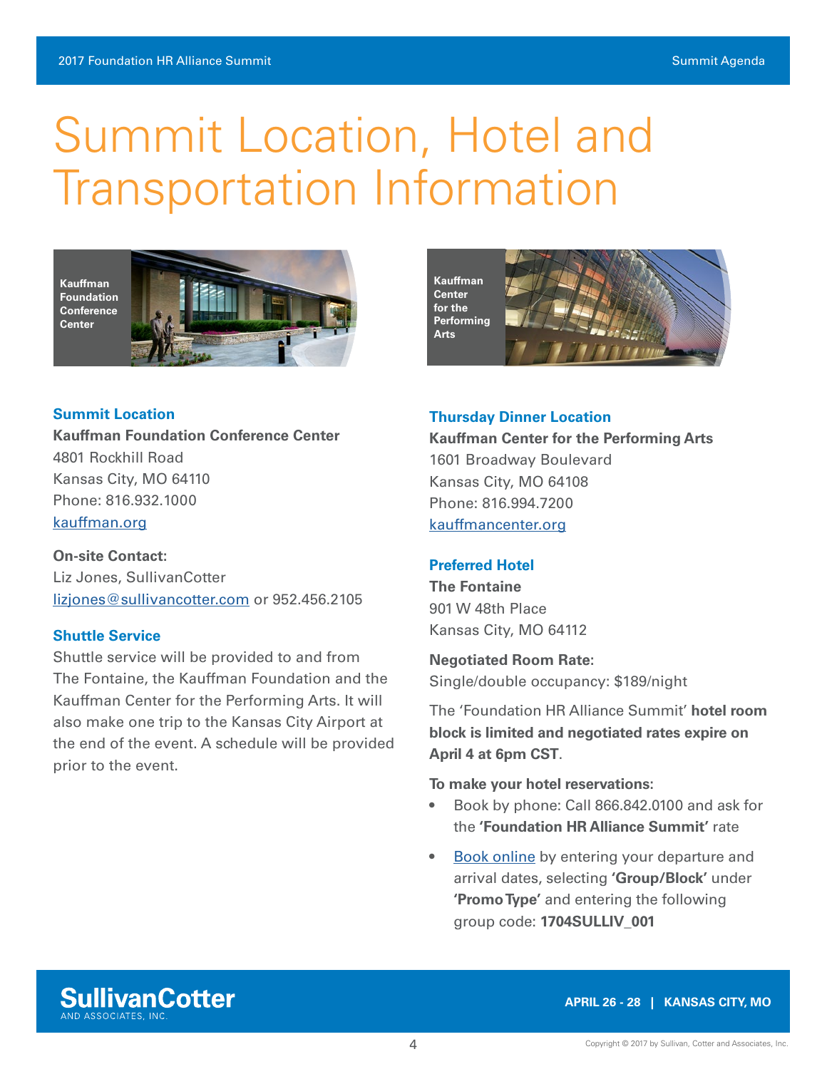# Summit Location, Hotel and Transportation Information

Kaufman Foundation Conference Center

### Summit Location

**Kauffman Foundation Conference Center**
4801 Rockhill Road
Kansas City, MO 64110
Phone: 816.932.1000
kauffman.org

**On-site Contact:**
Liz Jones, SullivanCotter
lizjones@sullivancotter.com or 952.456.2105

### Shuttle Service

Shuttle service will be provided to and from The Fontaine, the Kauffman Foundation and the Kauffman Center for the Performing Arts. It will also make one trip to the Kansas City Airport at the end of the event. A schedule will be provided prior to the event.

Kauffman Center for the Performing Arts

### Thursday Dinner Location

**Kauffman Center for the Performing Arts**
1601 Broadway Boulevard
Kansas City, MO 64108
Phone: 816.994.7200
kauffmancenter.org

### Preferred Hotel

**The Fontaine**
901 W 48th Place
Kansas City, MO 64112

**Negotiated Room Rate:**
Single/double occupancy: $189/night

The 'Foundation HR Alliance Summit' **hotel room block is limited and negotiated rates expire on April 4 at 6pm CST**.

**To make your hotel reservations:**

- Book by phone: Call 866.842.0100 and ask for the **'Foundation HR Alliance Summit'** rate
- Book online by entering your departure and arrival dates, selecting **'Group/Block'** under **'Promo Type'** and entering the following group code: **1704SULLIV_001**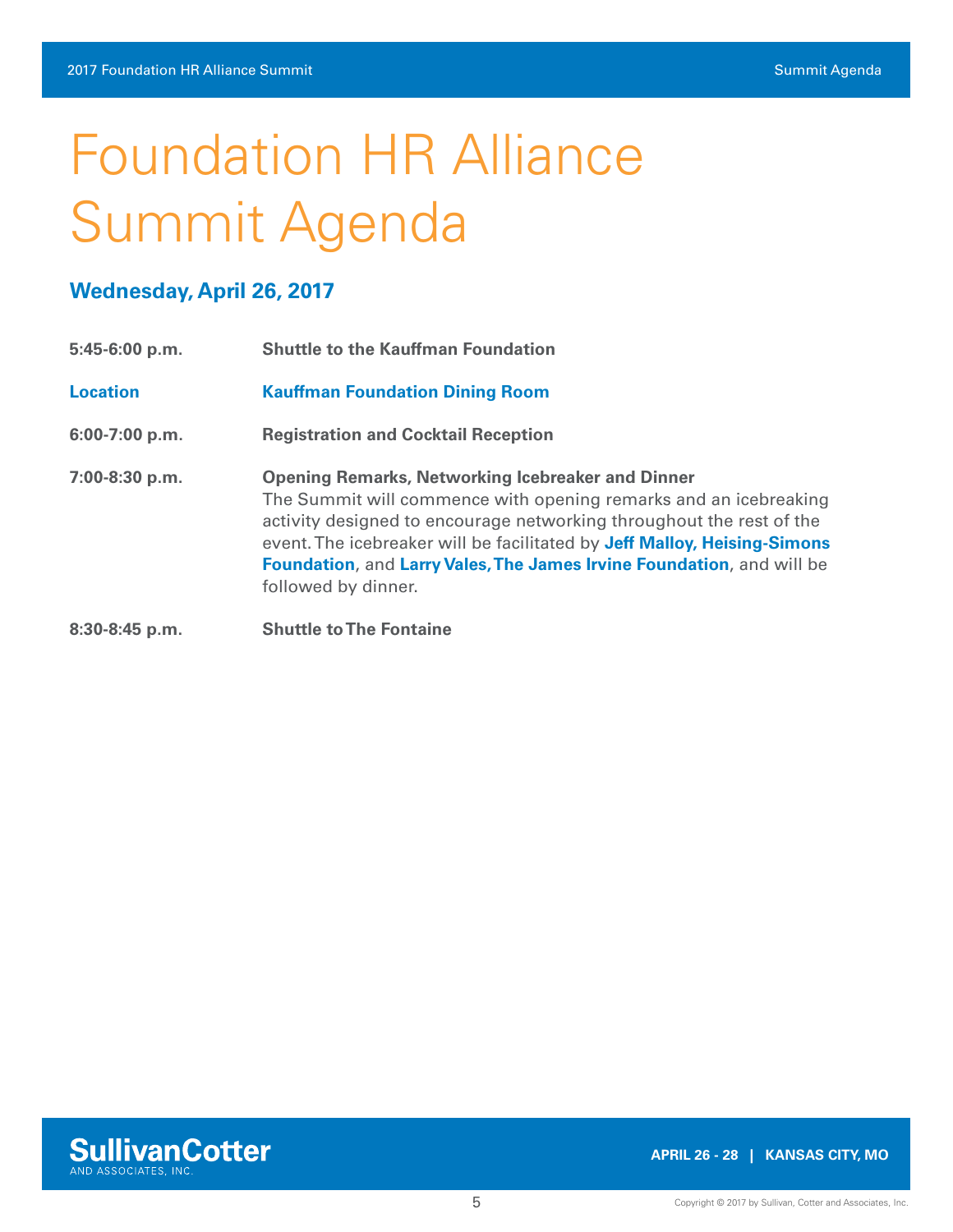# Foundation HR Alliance Summit Agenda

## Wednesday, April 26, 2017

**5:45-6:00 p.m.** — **Shuttle to the Kauffman Foundation**

**Location** — **Kauffman Foundation Dining Room**

**6:00-7:00 p.m.** — **Registration and Cocktail Reception**

**7:00-8:30 p.m.** — **Opening Remarks, Networking Icebreaker and Dinner**

The Summit will commence with opening remarks and an icebreaking activity designed to encourage networking throughout the rest of the event. The icebreaker will be facilitated by **Jeff Malloy, Heising-Simons Foundation**, and **Larry Vales, The James Irvine Foundation**, and will be followed by dinner.

**8:30-8:45 p.m.** — **Shuttle to The Fontaine**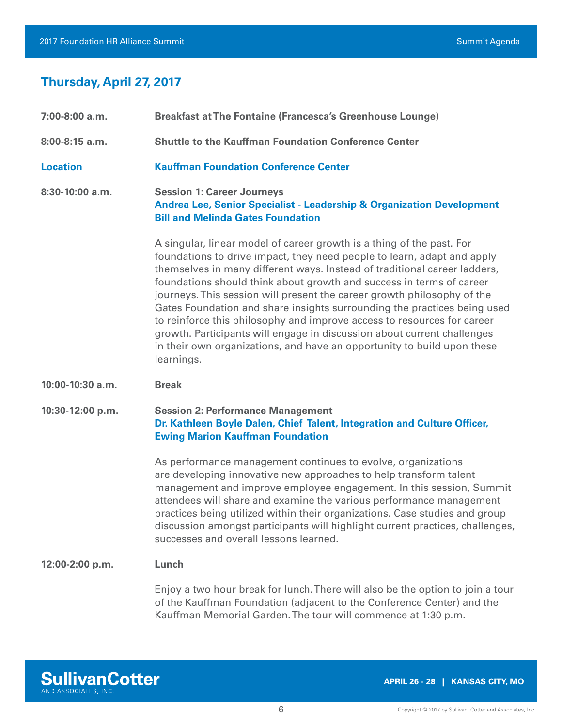## Thursday, April 27, 2017

**7:00-8:00 a.m.** **Breakfast at The Fontaine (Francesca's Greenhouse Lounge)**

**8:00-8:15 a.m.** **Shuttle to the Kauffman Foundation Conference Center**

**Location** **Kauffman Foundation Conference Center**

**8:30-10:00 a.m.** **Session 1: Career Journeys**
**Andrea Lee, Senior Specialist - Leadership & Organization Development**
**Bill and Melinda Gates Foundation**

A singular, linear model of career growth is a thing of the past. For foundations to drive impact, they need people to learn, adapt and apply themselves in many different ways. Instead of traditional career ladders, foundations should think about growth and success in terms of career journeys. This session will present the career growth philosophy of the Gates Foundation and share insights surrounding the practices being used to reinforce this philosophy and improve access to resources for career growth. Participants will engage in discussion about current challenges in their own organizations, and have an opportunity to build upon these learnings.

**10:00-10:30 a.m.** **Break**

**10:30-12:00 p.m.** **Session 2: Performance Management**
**Dr. Kathleen Boyle Dalen, Chief Talent, Integration and Culture Officer, Ewing Marion Kauffman Foundation**

As performance management continues to evolve, organizations are developing innovative new approaches to help transform talent management and improve employee engagement. In this session, Summit attendees will share and examine the various performance management practices being utilized within their organizations. Case studies and group discussion amongst participants will highlight current practices, challenges, successes and overall lessons learned.

**12:00-2:00 p.m.** **Lunch**

Enjoy a two hour break for lunch. There will also be the option to join a tour of the Kauffman Foundation (adjacent to the Conference Center) and the Kauffman Memorial Garden. The tour will commence at 1:30 p.m.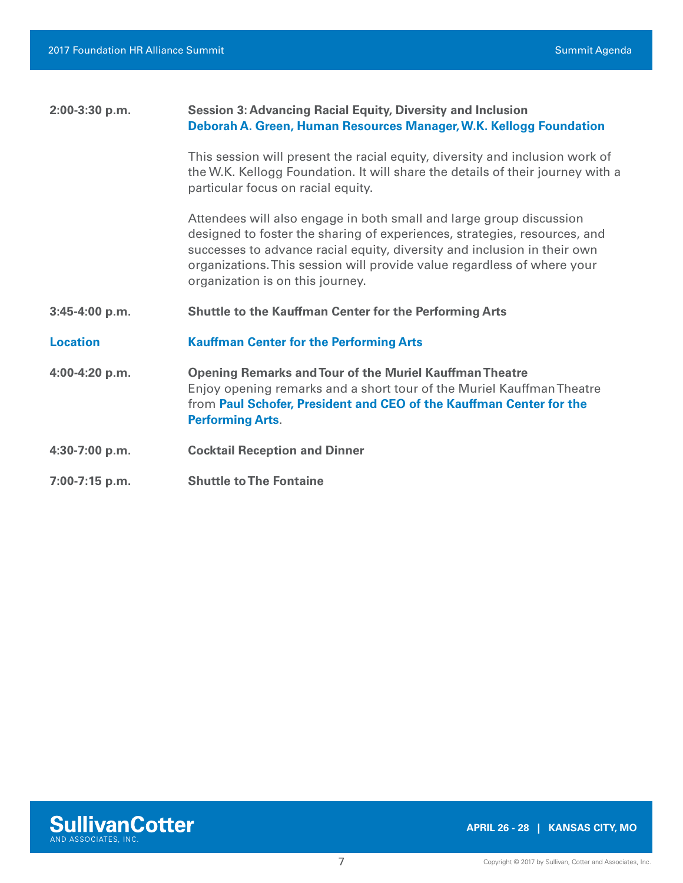**2:00-3:30 p.m.** — **Session 3: Advancing Racial Equity, Diversity and Inclusion**
**Deborah A. Green, Human Resources Manager, W.K. Kellogg Foundation**

This session will present the racial equity, diversity and inclusion work of the W.K. Kellogg Foundation. It will share the details of their journey with a particular focus on racial equity.

Attendees will also engage in both small and large group discussion designed to foster the sharing of experiences, strategies, resources, and successes to advance racial equity, diversity and inclusion in their own organizations. This session will provide value regardless of where your organization is on this journey.

**3:45-4:00 p.m.** — **Shuttle to the Kauffman Center for the Performing Arts**

**Location** — **Kauffman Center for the Performing Arts**

**4:00-4:20 p.m.** — **Opening Remarks and Tour of the Muriel Kauffman Theatre**
Enjoy opening remarks and a short tour of the Muriel Kauffman Theatre from **Paul Schofer, President and CEO of the Kauffman Center for the Performing Arts**.

**4:30-7:00 p.m.** — **Cocktail Reception and Dinner**

**7:00-7:15 p.m.** — **Shuttle to The Fontaine**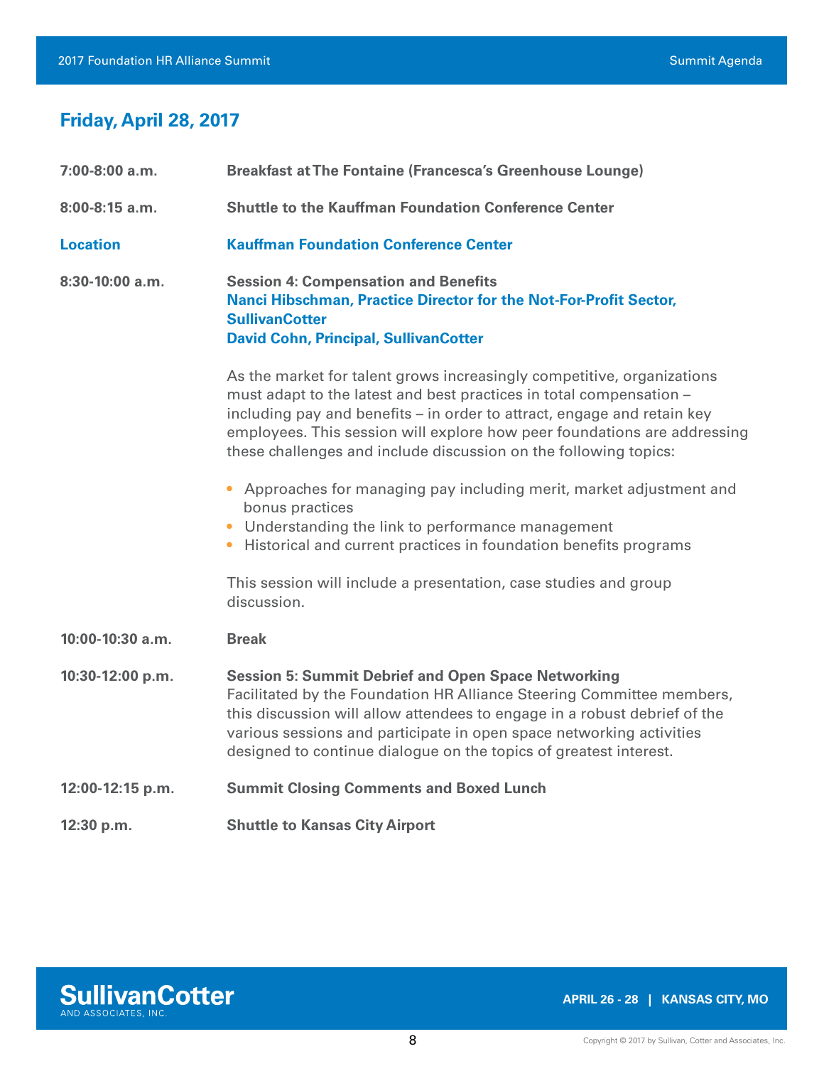## Friday, April 28, 2017

**7:00-8:00 a.m.** **Breakfast at The Fontaine (Francesca's Greenhouse Lounge)**

**8:00-8:15 a.m.** **Shuttle to the Kauffman Foundation Conference Center**

**Location** **Kauffman Foundation Conference Center**

**8:30-10:00 a.m.** **Session 4: Compensation and Benefits**
**Nanci Hibschman, Practice Director for the Not-For-Profit Sector, SullivanCotter**
**David Cohn, Principal, SullivanCotter**

As the market for talent grows increasingly competitive, organizations must adapt to the latest and best practices in total compensation – including pay and benefits – in order to attract, engage and retain key employees. This session will explore how peer foundations are addressing these challenges and include discussion on the following topics:

- Approaches for managing pay including merit, market adjustment and bonus practices
- Understanding the link to performance management
- Historical and current practices in foundation benefits programs

This session will include a presentation, case studies and group discussion.

**10:00-10:30 a.m.** **Break**

**10:30-12:00 p.m.** **Session 5: Summit Debrief and Open Space Networking**
Facilitated by the Foundation HR Alliance Steering Committee members, this discussion will allow attendees to engage in a robust debrief of the various sessions and participate in open space networking activities designed to continue dialogue on the topics of greatest interest.

**12:00-12:15 p.m.** **Summit Closing Comments and Boxed Lunch**

**12:30 p.m.** **Shuttle to Kansas City Airport**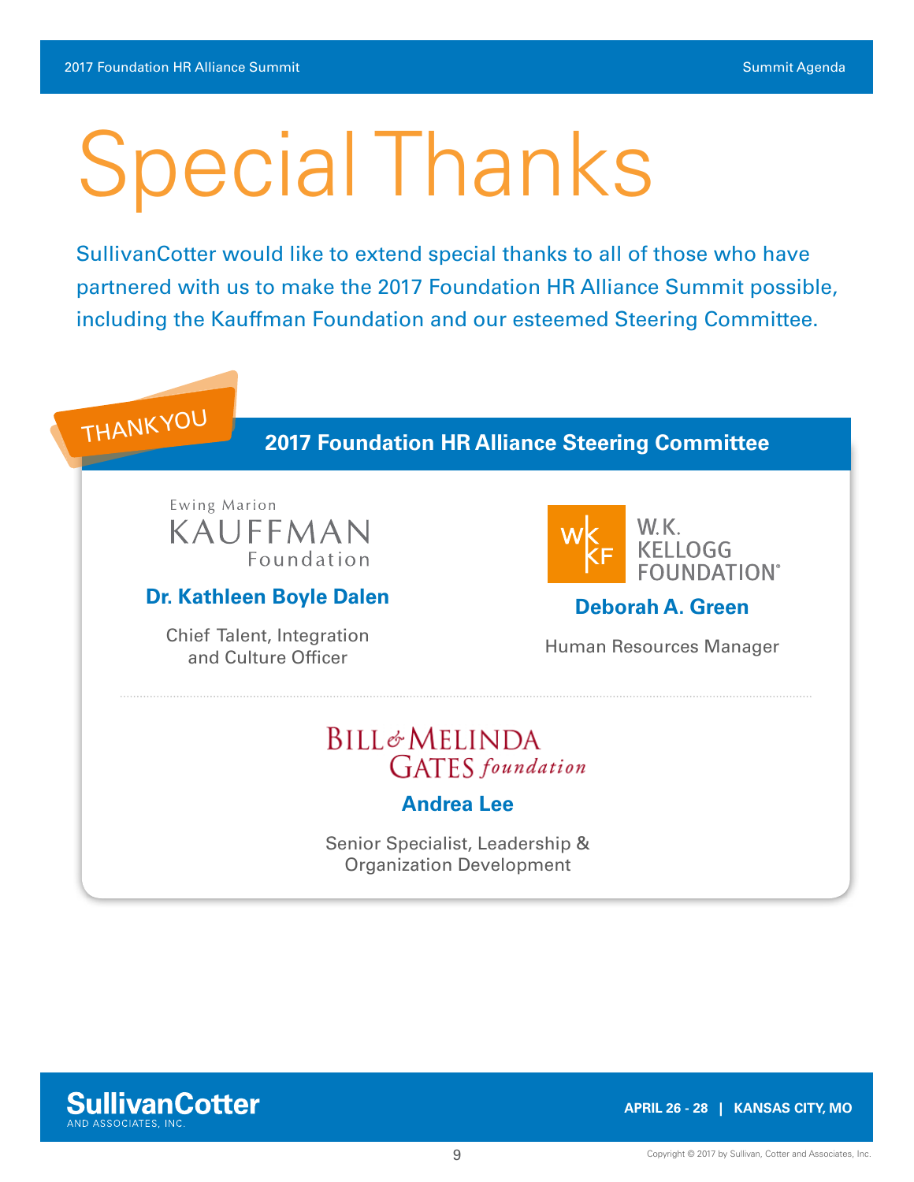# Special Thanks

SullivanCotter would like to extend special thanks to all of those who have partnered with us to make the 2017 Foundation HR Alliance Summit possible, including the Kauffman Foundation and our esteemed Steering Committee.

THANK YOU

## 2017 Foundation HR Alliance Steering Committee

Ewing Marion KAUFFMAN Foundation

**Dr. Kathleen Boyle Dalen**

Chief Talent, Integration and Culture Officer

W.K. KELLOGG FOUNDATION®

**Deborah A. Green**

Human Resources Manager

BILL & MELINDA GATES foundation

**Andrea Lee**

Senior Specialist, Leadership & Organization Development